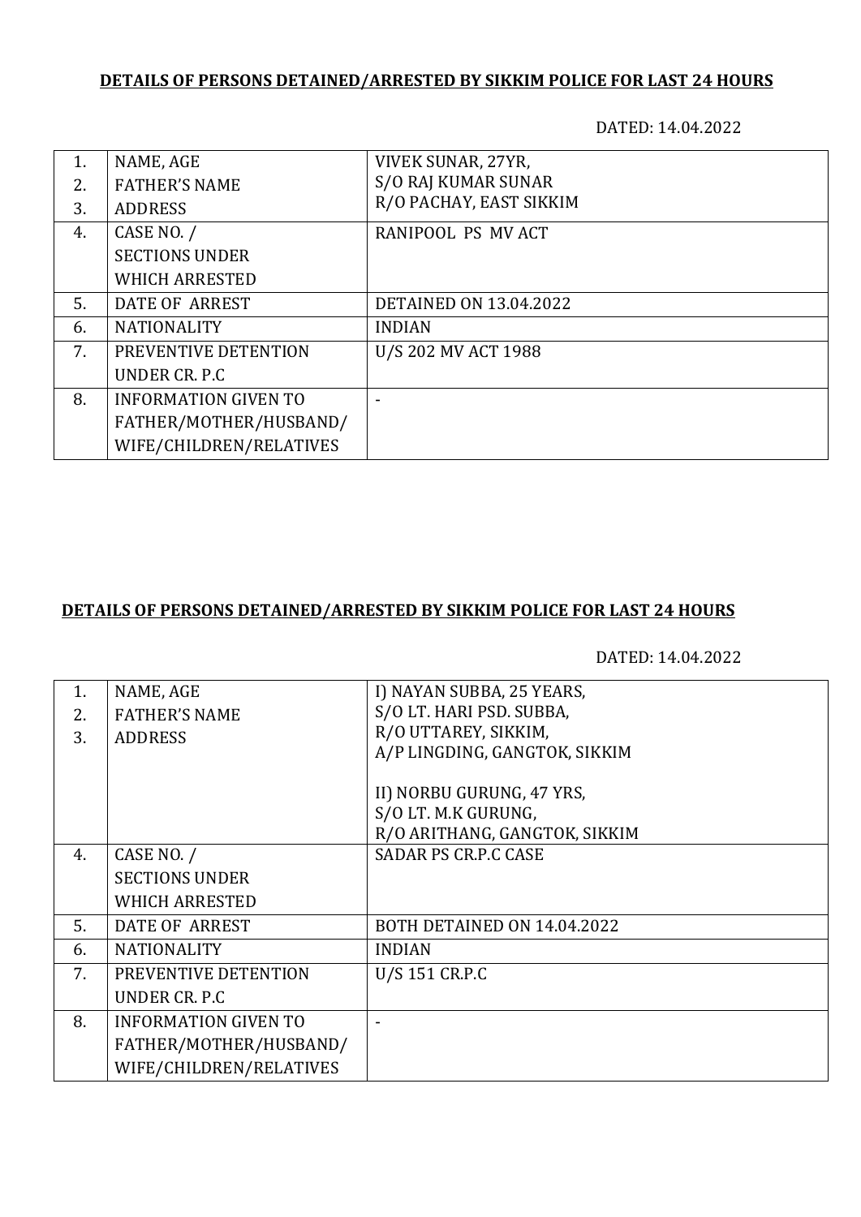**DETAILS OF PERSONS DETAINED/ARRESTED BY SIKKIM POLICE FOR LAST 24 HOURS**

DATED: 14.04.2022

| | | |
|---|---|---|
| 1.<br>2.<br>3. | NAME, AGE<br>FATHER'S NAME<br>ADDRESS | VIVEK SUNAR, 27YR,<br>S/O RAJ KUMAR SUNAR<br>R/O PACHAY, EAST SIKKIM |
| 4. | CASE NO. /<br>SECTIONS UNDER<br>WHICH ARRESTED | RANIPOOL PS MV ACT |
| 5. | DATE OF ARREST | DETAINED ON 13.04.2022 |
| 6. | NATIONALITY | INDIAN |
| 7. | PREVENTIVE DETENTION<br>UNDER CR. P.C | U/S 202 MV ACT 1988 |
| 8. | INFORMATION GIVEN TO<br>FATHER/MOTHER/HUSBAND/<br>WIFE/CHILDREN/RELATIVES | - |

**DETAILS OF PERSONS DETAINED/ARRESTED BY SIKKIM POLICE FOR LAST 24 HOURS**

DATED: 14.04.2022

| | | |
|---|---|---|
| 1.<br>2.<br>3. | NAME, AGE<br>FATHER'S NAME<br>ADDRESS | I) NAYAN SUBBA, 25 YEARS,<br>S/O LT. HARI PSD. SUBBA,<br>R/O UTTAREY, SIKKIM,<br>A/P LINGDING, GANGTOK, SIKKIM<br><br>II) NORBU GURUNG, 47 YRS,<br>S/O LT. M.K GURUNG,<br>R/O ARITHANG, GANGTOK, SIKKIM |
| 4. | CASE NO. /<br>SECTIONS UNDER<br>WHICH ARRESTED | SADAR PS CR.P.C CASE |
| 5. | DATE OF ARREST | BOTH DETAINED ON 14.04.2022 |
| 6. | NATIONALITY | INDIAN |
| 7. | PREVENTIVE DETENTION<br>UNDER CR. P.C | U/S 151 CR.P.C |
| 8. | INFORMATION GIVEN TO<br>FATHER/MOTHER/HUSBAND/<br>WIFE/CHILDREN/RELATIVES | - |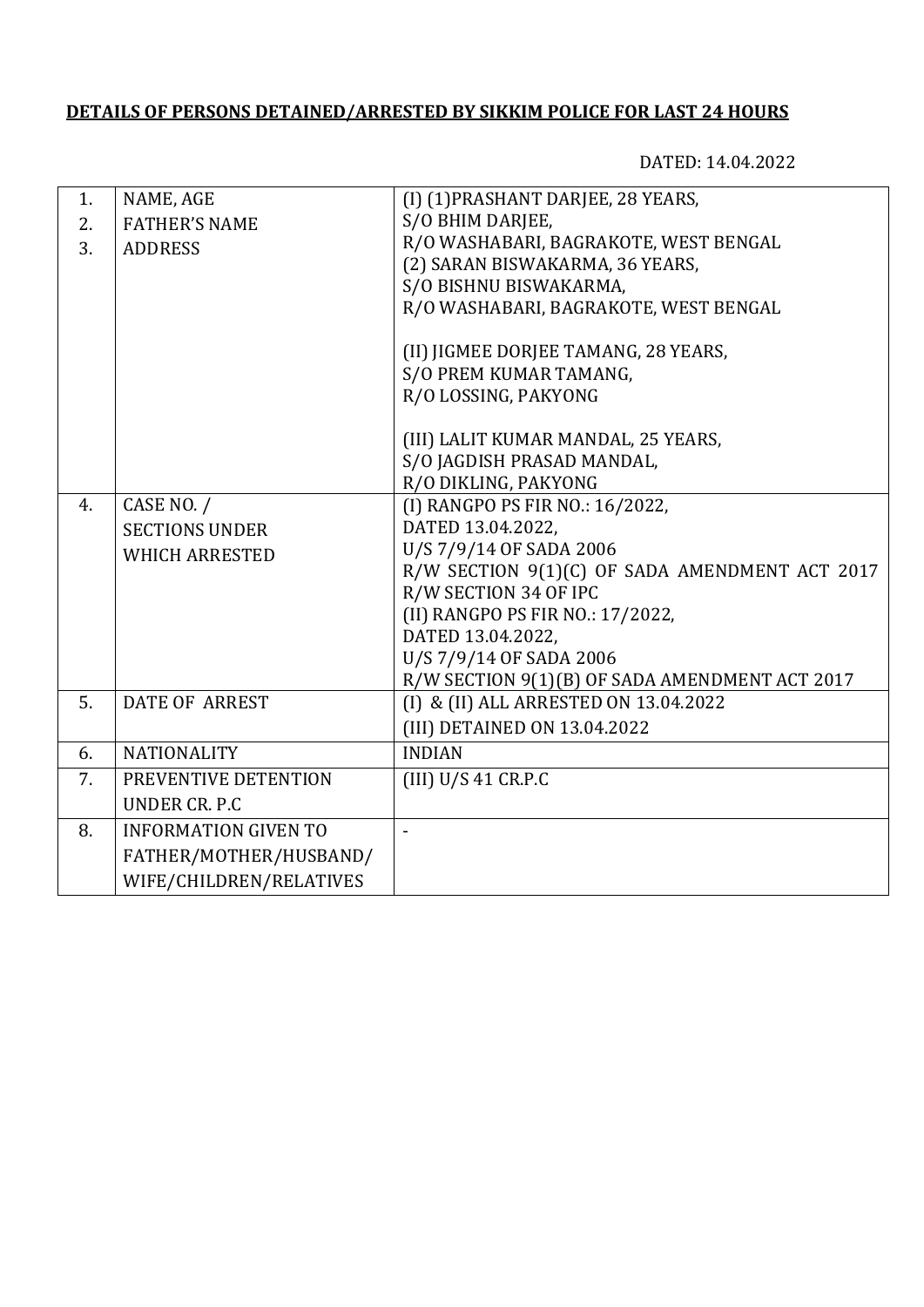**DETAILS OF PERSONS DETAINED/ARRESTED BY SIKKIM POLICE FOR LAST 24 HOURS**

DATED: 14.04.2022

| | | |
|---|---|---|
| 1.<br>2.<br>3. | NAME, AGE<br>FATHER'S NAME<br>ADDRESS | (I) (1)PRASHANT DARJEE, 28 YEARS,<br>S/O BHIM DARJEE,<br>R/O WASHABARI, BAGRAKOTE, WEST BENGAL<br>(2) SARAN BISWAKARMA, 36 YEARS,<br>S/O BISHNU BISWAKARMA,<br>R/O WASHABARI, BAGRAKOTE, WEST BENGAL<br><br>(II) JIGMEE DORJEE TAMANG, 28 YEARS,<br>S/O PREM KUMAR TAMANG,<br>R/O LOSSING, PAKYONG<br><br>(III) LALIT KUMAR MANDAL, 25 YEARS,<br>S/O JAGDISH PRASAD MANDAL,<br>R/O DIKLING, PAKYONG |
| 4. | CASE NO. /<br>SECTIONS UNDER<br>WHICH ARRESTED | (I) RANGPO PS FIR NO.: 16/2022,<br>DATED 13.04.2022,<br>U/S 7/9/14 OF SADA 2006<br>R/W SECTION 9(1)(C) OF SADA AMENDMENT ACT 2017<br>R/W SECTION 34 OF IPC<br>(II) RANGPO PS FIR NO.: 17/2022,<br>DATED 13.04.2022,<br>U/S 7/9/14 OF SADA 2006<br>R/W SECTION 9(1)(B) OF SADA AMENDMENT ACT 2017 |
| 5. | DATE OF ARREST | (I) & (II) ALL ARRESTED ON 13.04.2022<br>(III) DETAINED ON 13.04.2022 |
| 6. | NATIONALITY | INDIAN |
| 7. | PREVENTIVE DETENTION<br>UNDER CR. P.C | (III) U/S 41 CR.P.C |
| 8. | INFORMATION GIVEN TO<br>FATHER/MOTHER/HUSBAND/<br>WIFE/CHILDREN/RELATIVES | - |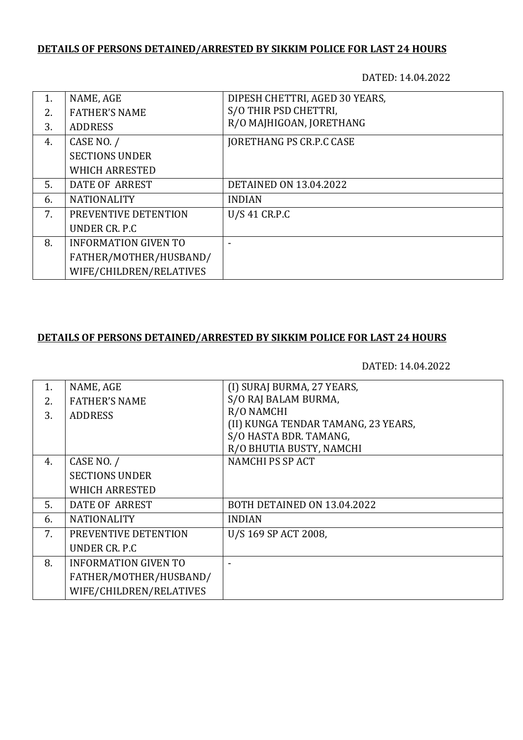**DETAILS OF PERSONS DETAINED/ARRESTED BY SIKKIM POLICE FOR LAST 24 HOURS**

DATED: 14.04.2022

| | | |
|---|---|---|
| 1.<br>2.<br>3. | NAME, AGE<br>FATHER'S NAME<br>ADDRESS | DIPESH CHETTRI, AGED 30 YEARS,<br>S/O THIR PSD CHETTRI,<br>R/O MAJHIGOAN, JORETHANG |
| 4. | CASE NO. /<br>SECTIONS UNDER<br>WHICH ARRESTED | JORETHANG PS CR.P.C CASE |
| 5. | DATE OF ARREST | DETAINED ON 13.04.2022 |
| 6. | NATIONALITY | INDIAN |
| 7. | PREVENTIVE DETENTION<br>UNDER CR. P.C | U/S 41 CR.P.C |
| 8. | INFORMATION GIVEN TO<br>FATHER/MOTHER/HUSBAND/<br>WIFE/CHILDREN/RELATIVES | - |

**DETAILS OF PERSONS DETAINED/ARRESTED BY SIKKIM POLICE FOR LAST 24 HOURS**

DATED: 14.04.2022

| | | |
|---|---|---|
| 1.<br>2.<br>3. | NAME, AGE<br>FATHER'S NAME<br>ADDRESS | (I) SURAJ BURMA, 27 YEARS,<br>S/O RAJ BALAM BURMA,<br>R/O NAMCHI<br>(II) KUNGA TENDAR TAMANG, 23 YEARS,<br>S/O HASTA BDR. TAMANG,<br>R/O BHUTIA BUSTY, NAMCHI |
| 4. | CASE NO. /<br>SECTIONS UNDER<br>WHICH ARRESTED | NAMCHI PS SP ACT |
| 5. | DATE OF ARREST | BOTH DETAINED ON 13.04.2022 |
| 6. | NATIONALITY | INDIAN |
| 7. | PREVENTIVE DETENTION<br>UNDER CR. P.C | U/S 169 SP ACT 2008, |
| 8. | INFORMATION GIVEN TO<br>FATHER/MOTHER/HUSBAND/<br>WIFE/CHILDREN/RELATIVES | - |